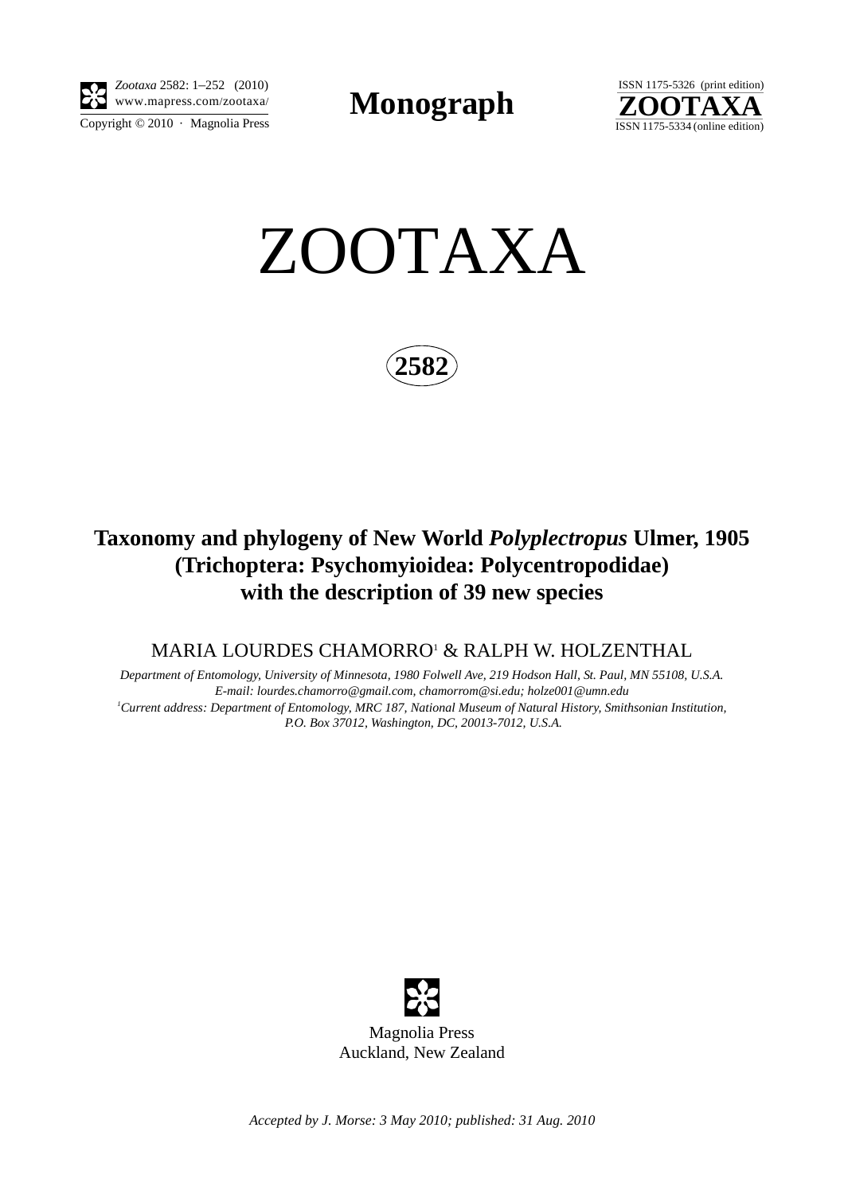Zootaxa 2582: 1–252 (2010)
www.mapress.com/zootaxa/
Copyright © 2010 · Magnolia Press

**Monograph**

ISSN 1175-5326 (print edition)
**ZOOTAXA**
ISSN 1175-5334 (online edition)

# ZOOTAXA

**2582**

## Taxonomy and phylogeny of New World *Polyplectropus* Ulmer, 1905 (Trichoptera: Psychomyioidea: Polycentropodidae) with the description of 39 new species

MARIA LOURDES CHAMORRO[1] & RALPH W. HOLZENTHAL

*Department of Entomology, University of Minnesota, 1980 Folwell Ave, 219 Hodson Hall, St. Paul, MN 55108, U.S.A.*
*E-mail: lourdes.chamorro@gmail.com, chamorrom@si.edu; holze001@umn.edu*
*[1]Current address: Department of Entomology, MRC 187, National Museum of Natural History, Smithsonian Institution, P.O. Box 37012, Washington, DC, 20013-7012, U.S.A.*

Magnolia Press
Auckland, New Zealand

*Accepted by J. Morse: 3 May 2010; published: 31 Aug. 2010*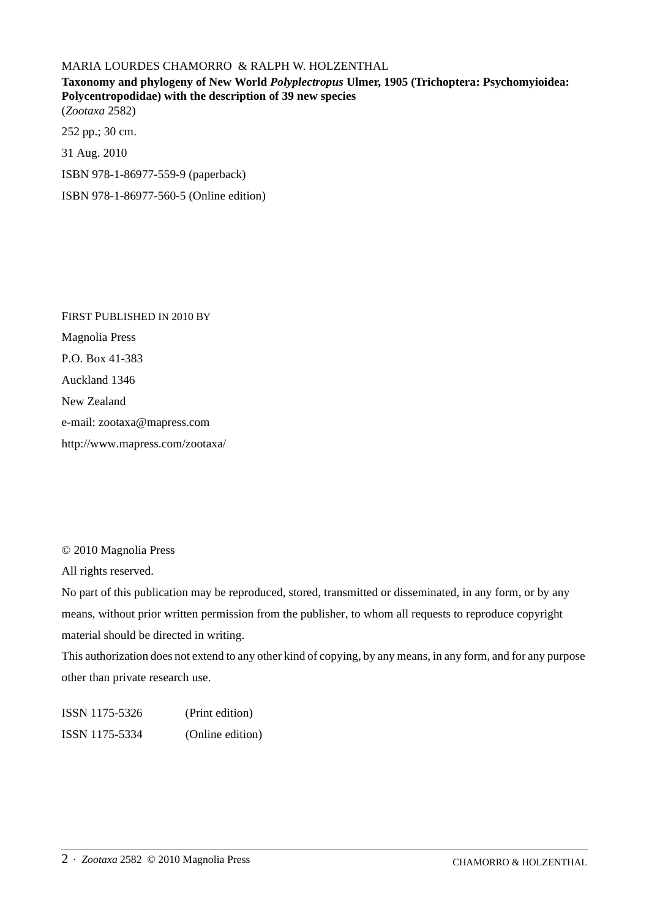MARIA LOURDES CHAMORRO & RALPH W. HOLZENTHAL

**Taxonomy and phylogeny of New World *Polyplectropus* Ulmer, 1905 (Trichoptera: Psychomyioidea: Polycentropodidae) with the description of 39 new species**

(*Zootaxa* 2582)

252 pp.; 30 cm.

31 Aug. 2010

ISBN 978-1-86977-559-9 (paperback)

ISBN 978-1-86977-560-5 (Online edition)

FIRST PUBLISHED IN 2010 BY

Magnolia Press

P.O. Box 41-383

Auckland 1346

New Zealand

e-mail: zootaxa@mapress.com

http://www.mapress.com/zootaxa/

© 2010 Magnolia Press

All rights reserved.

No part of this publication may be reproduced, stored, transmitted or disseminated, in any form, or by any means, without prior written permission from the publisher, to whom all requests to reproduce copyright material should be directed in writing.

This authorization does not extend to any other kind of copying, by any means, in any form, and for any purpose other than private research use.

ISSN 1175-5326 (Print edition)

ISSN 1175-5334 (Online edition)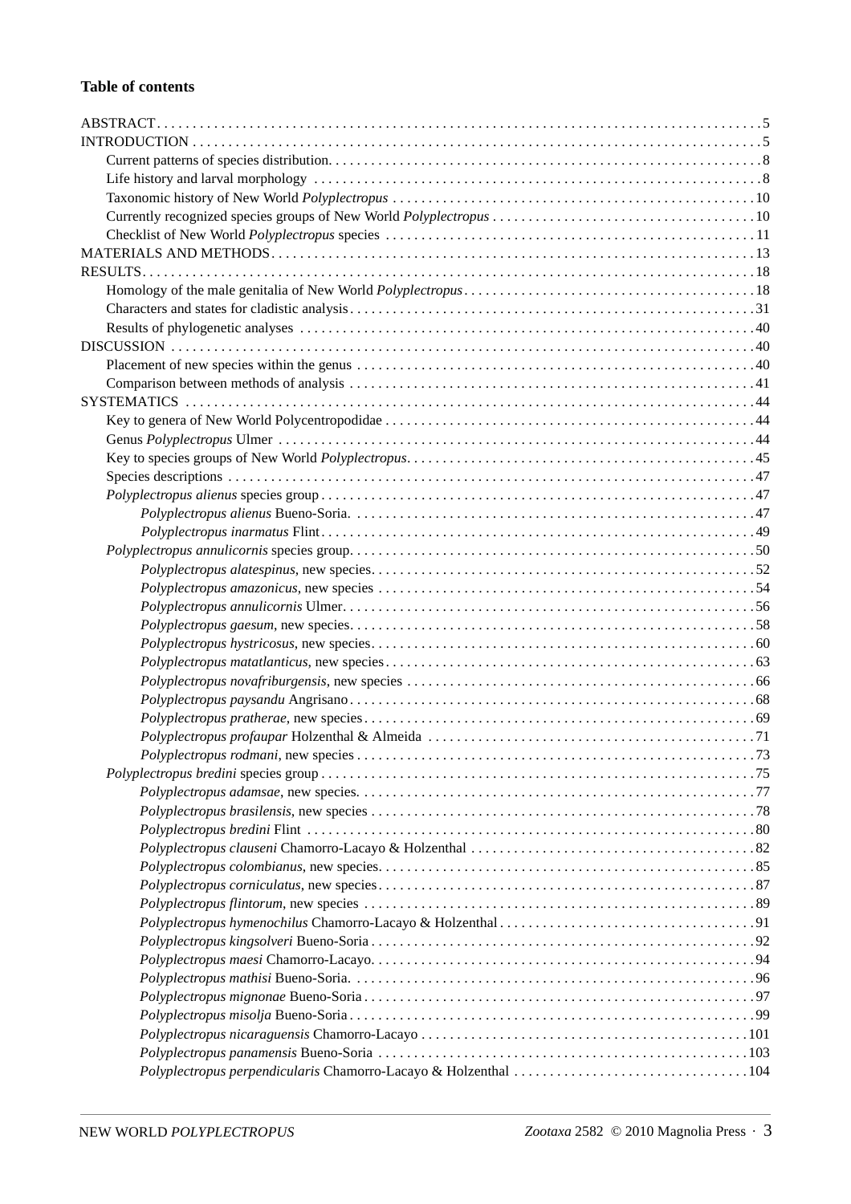**Table of contents**

ABSTRACT . . . . . 5
INTRODUCTION . . . . . 5
- Current patterns of species distribution . . . . . 8
- Life history and larval morphology . . . . . 8
- Taxonomic history of New World *Polyplectropus* . . . . . 10
- Currently recognized species groups of New World *Polyplectropus* . . . . . 10
- Checklist of New World *Polyplectropus* species . . . . . 11

MATERIALS AND METHODS . . . . . 13
RESULTS . . . . . 18
- Homology of the male genitalia of New World *Polyplectropus* . . . . . 18
- Characters and states for cladistic analysis . . . . . 31
- Results of phylogenetic analyses . . . . . 40

DISCUSSION . . . . . 40
- Placement of new species within the genus . . . . . 40
- Comparison between methods of analysis . . . . . 41

SYSTEMATICS . . . . . 44
- Key to genera of New World Polycentropodidae . . . . . 44
- Genus *Polyplectropus* Ulmer . . . . . 44
- Key to species groups of New World *Polyplectropus* . . . . . 45
- Species descriptions . . . . . 47
- *Polyplectropus alienus* species group . . . . . 47
  - *Polyplectropus alienus* Bueno-Soria. . . . . . 47
  - *Polyplectropus inarmatus* Flint . . . . . 49
- *Polyplectropus annulicornis* species group . . . . . 50
  - *Polyplectropus alatespinus*, new species . . . . . 52
  - *Polyplectropus amazonicus*, new species . . . . . 54
  - *Polyplectropus annulicornis* Ulmer . . . . . 56
  - *Polyplectropus gaesum*, new species . . . . . 58
  - *Polyplectropus hystricosus*, new species . . . . . 60
  - *Polyplectropus matatlanticus*, new species . . . . . 63
  - *Polyplectropus novafriburgensis*, new species . . . . . 66
  - *Polyplectropus paysandu* Angrisano . . . . . 68
  - *Polyplectropus pratherae*, new species . . . . . 69
  - *Polyplectropus profaupar* Holzenthal & Almeida . . . . . 71
  - *Polyplectropus rodmani*, new species . . . . . 73
- *Polyplectropus bredini* species group . . . . . 75
  - *Polyplectropus adamsae*, new species . . . . . 77
  - *Polyplectropus brasilensis*, new species . . . . . 78
  - *Polyplectropus bredini* Flint . . . . . 80
  - *Polyplectropus clauseni* Chamorro-Lacayo & Holzenthal . . . . . 82
  - *Polyplectropus colombianus*, new species . . . . . 85
  - *Polyplectropus corniculatus*, new species . . . . . 87
  - *Polyplectropus flintorum*, new species . . . . . 89
  - *Polyplectropus hymenochilus* Chamorro-Lacayo & Holzenthal . . . . . 91
  - *Polyplectropus kingsolveri* Bueno-Soria . . . . . 92
  - *Polyplectropus maesi* Chamorro-Lacayo . . . . . 94
  - *Polyplectropus mathisi* Bueno-Soria. . . . . . 96
  - *Polyplectropus mignonae* Bueno-Soria . . . . . 97
  - *Polyplectropus misolja* Bueno-Soria . . . . . 99
  - *Polyplectropus nicaraguensis* Chamorro-Lacayo . . . . . 101
  - *Polyplectropus panamensis* Bueno-Soria . . . . . 103
  - *Polyplectropus perpendicularis* Chamorro-Lacayo & Holzenthal . . . . . 104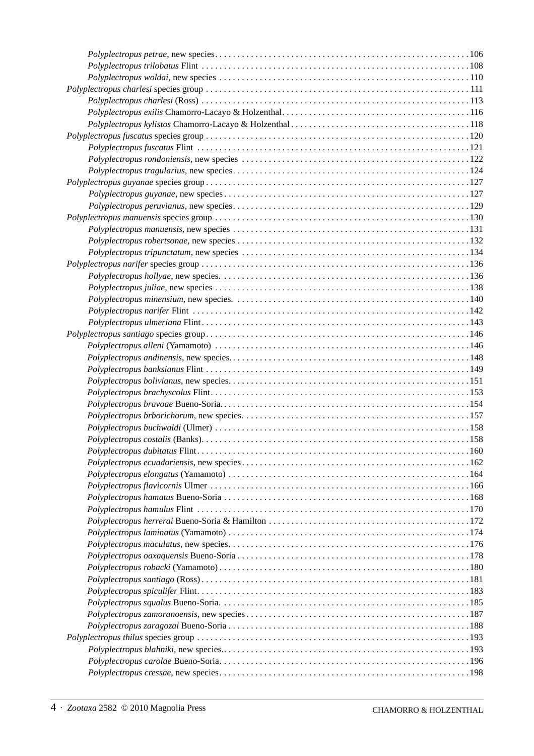*Polyplectropus petrae*, new species . . . 106
*Polyplectropus trilobatus* Flint . . . 108
*Polyplectropus woldai*, new species . . . 110

*Polyplectropus charlesi* species group . . . 111
*Polyplectropus charlesi* (Ross) . . . 113
*Polyplectropus exilis* Chamorro-Lacayo & Holzenthal . . . 116
*Polyplectropus kylistos* Chamorro-Lacayo & Holzenthal . . . 118

*Polyplectropus fuscatus* species group . . . 120
*Polyplectropus fuscatus* Flint . . . 121
*Polyplectropus rondoniensis*, new species . . . 122
*Polyplectropus tragularius*, new species . . . 124

*Polyplectropus guyanae* species group . . . 127
*Polyplectropus guyanae*, new species . . . 127
*Polyplectropus peruvianus*, new species . . . 129

*Polyplectropus manuensis* species group . . . 130
*Polyplectropus manuensis*, new species . . . 131
*Polyplectropus robertsonae*, new species . . . 132
*Polyplectropus tripunctatum*, new species . . . 134

*Polyplectropus narifer* species group . . . 136
*Polyplectropus hollyae*, new species. . . . 136
*Polyplectropus juliae*, new species . . . 138
*Polyplectropus minensium*, new species. . . . 140
*Polyplectropus narifer* Flint . . . 142
*Polyplectropus ulmeriana* Flint . . . 143

*Polyplectropus santiago* species group . . . 146
*Polyplectropus alleni* (Yamamoto) . . . 146
*Polyplectropus andinensis*, new species. . . . 148
*Polyplectropus banksianus* Flint . . . 149
*Polyplectropus bolivianus*, new species. . . . 151
*Polyplectropus brachyscolus* Flint . . . 153
*Polyplectropus bravoae* Bueno-Soria. . . . 154
*Polyplectropus brborichorum*, new species. . . . 157
*Polyplectropus buchwaldi* (Ulmer) . . . 158
*Polyplectropus costalis* (Banks). . . . 158
*Polyplectropus dubitatus* Flint . . . 160
*Polyplectropus ecuadoriensis*, new species . . . 162
*Polyplectropus elongatus* (Yamamoto) . . . 164
*Polyplectropus flavicornis* Ulmer . . . 166
*Polyplectropus hamatus* Bueno-Soria . . . 168
*Polyplectropus hamulus* Flint . . . 170
*Polyplectropus herrerai* Bueno-Soria & Hamilton . . . 172
*Polyplectropus laminatus* (Yamamoto) . . . 174
*Polyplectropus maculatus*, new species . . . 176
*Polyplectropus oaxaquensis* Bueno-Soria . . . 178
*Polyplectropus robacki* (Yamamoto) . . . 180
*Polyplectropus santiago* (Ross) . . . 181
*Polyplectropus spiculifer* Flint . . . 183
*Polyplectropus squalus* Bueno-Soria. . . . 185
*Polyplectropus zamoranoensis*, new species . . . 187
*Polyplectropus zaragozai* Bueno-Soria . . . 188

*Polyplectropus thilus* species group . . . 193
*Polyplectropus blahniki*, new species. . . . 193
*Polyplectropus carolae* Bueno-Soria . . . 196
*Polyplectropus cressae*, new species . . . 198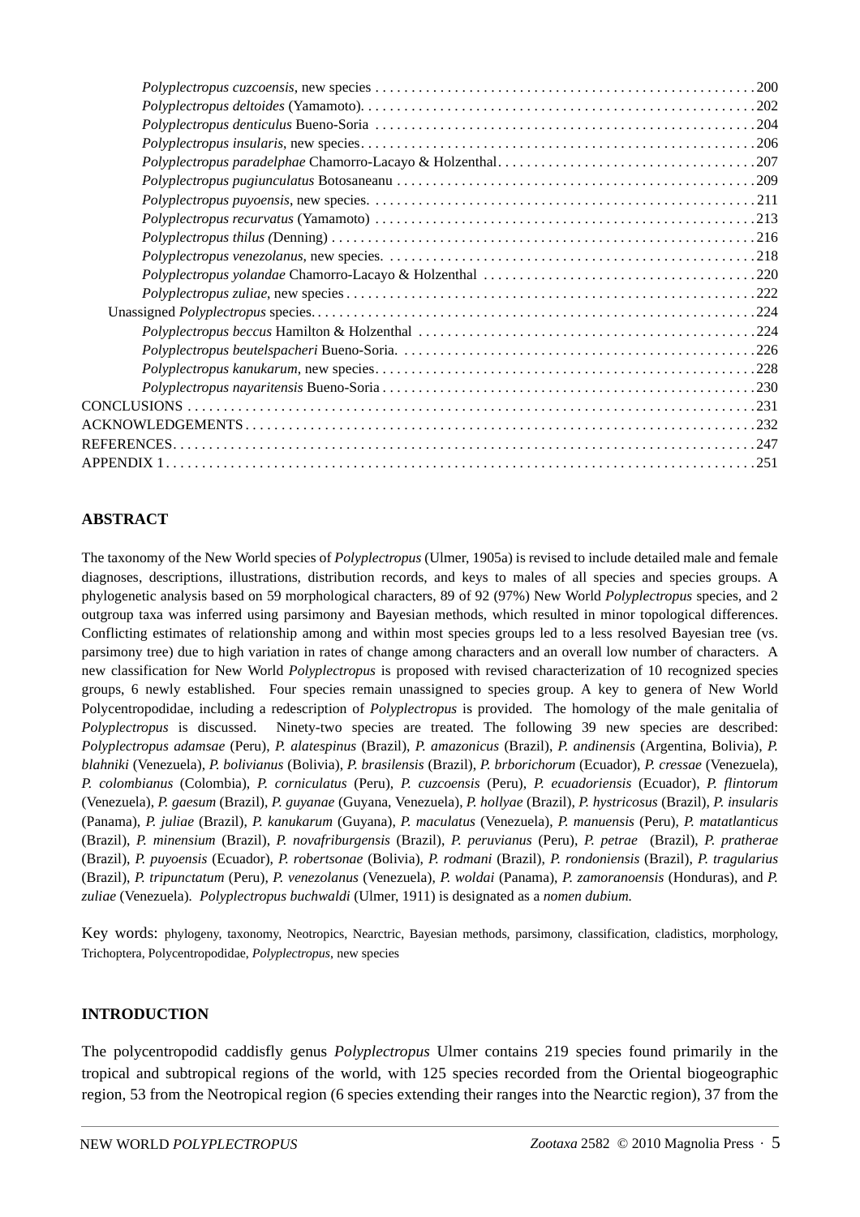*Polyplectropus cuzcoensis*, new species . . . . . . . . . . . . . . . . . . . . . . . . . . . . . . . . . . . . . . . . . . . . . . . . . . . . 200
*Polyplectropus deltoides* (Yamamoto). . . . . . . . . . . . . . . . . . . . . . . . . . . . . . . . . . . . . . . . . . . . . . . . . . . . . . 202
*Polyplectropus denticulus* Bueno-Soria . . . . . . . . . . . . . . . . . . . . . . . . . . . . . . . . . . . . . . . . . . . . . . . . . . . . 204
*Polyplectropus insularis*, new species. . . . . . . . . . . . . . . . . . . . . . . . . . . . . . . . . . . . . . . . . . . . . . . . . . . . . . 206
*Polyplectropus paradelphae* Chamorro-Lacayo & Holzenthal. . . . . . . . . . . . . . . . . . . . . . . . . . . . . . . . . . . . . 207
*Polyplectropus pugiunculatus* Botosaneanu . . . . . . . . . . . . . . . . . . . . . . . . . . . . . . . . . . . . . . . . . . . . . . . . . . 209
*Polyplectropus puyoensis*, new species. . . . . . . . . . . . . . . . . . . . . . . . . . . . . . . . . . . . . . . . . . . . . . . . . . . . . . 211
*Polyplectropus recurvatus* (Yamamoto) . . . . . . . . . . . . . . . . . . . . . . . . . . . . . . . . . . . . . . . . . . . . . . . . . . . . 213
*Polyplectropus thilus (*Denning) . . . . . . . . . . . . . . . . . . . . . . . . . . . . . . . . . . . . . . . . . . . . . . . . . . . . . . . . . . 216
*Polyplectropus venezolanus*, new species. . . . . . . . . . . . . . . . . . . . . . . . . . . . . . . . . . . . . . . . . . . . . . . . . . . . 218
*Polyplectropus yolandae* Chamorro-Lacayo & Holzenthal . . . . . . . . . . . . . . . . . . . . . . . . . . . . . . . . . . . . . . 220
*Polyplectropus zuliae*, new species . . . . . . . . . . . . . . . . . . . . . . . . . . . . . . . . . . . . . . . . . . . . . . . . . . . . . . . . 222
Unassigned *Polyplectropus* species. . . . . . . . . . . . . . . . . . . . . . . . . . . . . . . . . . . . . . . . . . . . . . . . . . . . . . . . . . . . 224
*Polyplectropus beccus* Hamilton & Holzenthal . . . . . . . . . . . . . . . . . . . . . . . . . . . . . . . . . . . . . . . . . . . . . . . 224
*Polyplectropus beutelspacheri* Bueno-Soria. . . . . . . . . . . . . . . . . . . . . . . . . . . . . . . . . . . . . . . . . . . . . . . . . 226
*Polyplectropus kanukarum*, new species. . . . . . . . . . . . . . . . . . . . . . . . . . . . . . . . . . . . . . . . . . . . . . . . . . . . . 228
*Polyplectropus nayaritensis* Bueno-Soria . . . . . . . . . . . . . . . . . . . . . . . . . . . . . . . . . . . . . . . . . . . . . . . . . . . 230
CONCLUSIONS . . . . . . . . . . . . . . . . . . . . . . . . . . . . . . . . . . . . . . . . . . . . . . . . . . . . . . . . . . . . . . . . . . . . . . . . . . . 231
ACKNOWLEDGEMENTS . . . . . . . . . . . . . . . . . . . . . . . . . . . . . . . . . . . . . . . . . . . . . . . . . . . . . . . . . . . . . . . . . . . 232
REFERENCES. . . . . . . . . . . . . . . . . . . . . . . . . . . . . . . . . . . . . . . . . . . . . . . . . . . . . . . . . . . . . . . . . . . . . . . . . . . . 247
APPENDIX 1 . . . . . . . . . . . . . . . . . . . . . . . . . . . . . . . . . . . . . . . . . . . . . . . . . . . . . . . . . . . . . . . . . . . . . . . . . . . . 251

## ABSTRACT

The taxonomy of the New World species of *Polyplectropus* (Ulmer, 1905a) is revised to include detailed male and female diagnoses, descriptions, illustrations, distribution records, and keys to males of all species and species groups. A phylogenetic analysis based on 59 morphological characters, 89 of 92 (97%) New World *Polyplectropus* species, and 2 outgroup taxa was inferred using parsimony and Bayesian methods, which resulted in minor topological differences. Conflicting estimates of relationship among and within most species groups led to a less resolved Bayesian tree (vs. parsimony tree) due to high variation in rates of change among characters and an overall low number of characters. A new classification for New World *Polyplectropus* is proposed with revised characterization of 10 recognized species groups, 6 newly established. Four species remain unassigned to species group. A key to genera of New World Polycentropodidae, including a redescription of *Polyplectropus* is provided. The homology of the male genitalia of *Polyplectropus* is discussed. Ninety-two species are treated. The following 39 new species are described: *Polyplectropus adamsae* (Peru), *P. alatespinus* (Brazil), *P. amazonicus* (Brazil), *P. andinensis* (Argentina, Bolivia), *P. blahniki* (Venezuela), *P. bolivianus* (Bolivia), *P. brasilensis* (Brazil), *P. brborichorum* (Ecuador), *P. cressae* (Venezuela), *P. colombianus* (Colombia), *P. corniculatus* (Peru), *P. cuzcoensis* (Peru), *P. ecuadoriensis* (Ecuador), *P. flintorum* (Venezuela), *P. gaesum* (Brazil), *P. guyanae* (Guyana, Venezuela), *P. hollyae* (Brazil), *P. hystricosus* (Brazil), *P. insularis* (Panama), *P. juliae* (Brazil), *P. kanukarum* (Guyana), *P. maculatus* (Venezuela), *P. manuensis* (Peru), *P. matatlanticus* (Brazil), *P. minensium* (Brazil), *P. novafriburgensis* (Brazil), *P. peruvianus* (Peru), *P. petrae* (Brazil), *P. pratherae* (Brazil), *P. puyoensis* (Ecuador), *P. robertsonae* (Bolivia), *P. rodmani* (Brazil), *P. rondoniensis* (Brazil), *P. tragularius* (Brazil), *P. tripunctatum* (Peru), *P. venezolanus* (Venezuela), *P. woldai* (Panama), *P. zamoranoensis* (Honduras), and *P. zuliae* (Venezuela). *Polyplectropus buchwaldi* (Ulmer, 1911) is designated as a *nomen dubium.*

Key words: phylogeny, taxonomy, Neotropics, Nearctric, Bayesian methods, parsimony, classification, cladistics, morphology, Trichoptera, Polycentropodidae, *Polyplectropus*, new species

## INTRODUCTION

The polycentropodid caddisfly genus *Polyplectropus* Ulmer contains 219 species found primarily in the tropical and subtropical regions of the world, with 125 species recorded from the Oriental biogeographic region, 53 from the Neotropical region (6 species extending their ranges into the Nearctic region), 37 from the